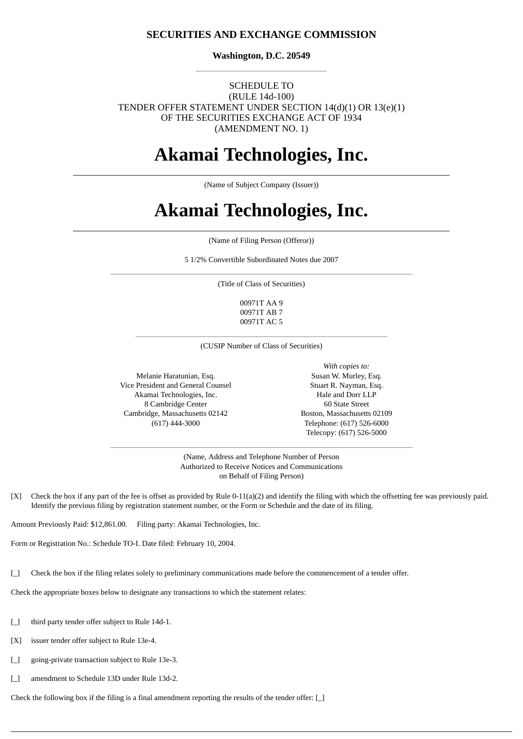**SECURITIES AND EXCHANGE COMMISSION**

**Washington, D.C. 20549**

---

SCHEDULE TO
(RULE 14d-100)
TENDER OFFER STATEMENT UNDER SECTION 14(d)(1) OR 13(e)(1)
OF THE SECURITIES EXCHANGE ACT OF 1934
(AMENDMENT NO. 1)

# Akamai Technologies, Inc.

---

(Name of Subject Company (Issuer))

# Akamai Technologies, Inc.

---

(Name of Filing Person (Offeror))

5 1/2% Convertible Subordinated Notes due 2007

---

(Title of Class of Securities)

00971T AA 9
00971T AB 7
00971T AC 5

---

(CUSIP Number of Class of Securities)

Melanie Haratunian, Esq.
Vice President and General Counsel
Akamai Technologies, Inc.
8 Cambridge Center
Cambridge, Massachusetts 02142
(617) 444-3000

*With copies to:*
Susan W. Murley, Esq.
Stuart R. Nayman, Esq.
Hale and Dorr LLP
60 State Street
Boston, Massachusetts 02109
Telephone: (617) 526-6000
Telecopy: (617) 526-5000

---

(Name, Address and Telephone Number of Person
Authorized to Receive Notices and Communications
on Behalf of Filing Person)

[X] Check the box if any part of the fee is offset as provided by Rule 0-11(a)(2) and identify the filing with which the offsetting fee was previously paid. Identify the previous filing by registration statement number, or the Form or Schedule and the date of its filing.

Amount Previously Paid: $12,861.00. Filing party: Akamai Technologies, Inc.

Form or Registration No.: Schedule TO-I. Date filed: February 10, 2004.

[_] Check the box if the filing relates solely to preliminary communications made before the commencement of a tender offer.

Check the appropriate boxes below to designate any transactions to which the statement relates:

[_] third party tender offer subject to Rule 14d-1.

[X] issuer tender offer subject to Rule 13e-4.

[_] going-private transaction subject to Rule 13e-3.

[_] amendment to Schedule 13D under Rule 13d-2.

Check the following box if the filing is a final amendment reporting the results of the tender offer: [_]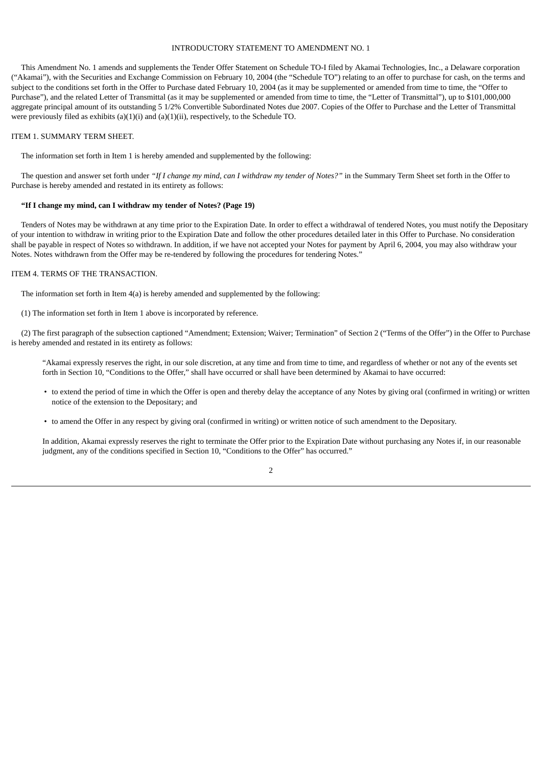INTRODUCTORY STATEMENT TO AMENDMENT NO. 1

This Amendment No. 1 amends and supplements the Tender Offer Statement on Schedule TO-I filed by Akamai Technologies, Inc., a Delaware corporation ("Akamai"), with the Securities and Exchange Commission on February 10, 2004 (the "Schedule TO") relating to an offer to purchase for cash, on the terms and subject to the conditions set forth in the Offer to Purchase dated February 10, 2004 (as it may be supplemented or amended from time to time, the "Offer to Purchase"), and the related Letter of Transmittal (as it may be supplemented or amended from time to time, the "Letter of Transmittal"), up to $101,000,000 aggregate principal amount of its outstanding 5 1/2% Convertible Subordinated Notes due 2007. Copies of the Offer to Purchase and the Letter of Transmittal were previously filed as exhibits (a)(1)(i) and (a)(1)(ii), respectively, to the Schedule TO.

ITEM 1. SUMMARY TERM SHEET.

The information set forth in Item 1 is hereby amended and supplemented by the following:

The question and answer set forth under *"If I change my mind, can I withdraw my tender of Notes?"* in the Summary Term Sheet set forth in the Offer to Purchase is hereby amended and restated in its entirety as follows:

**"If I change my mind, can I withdraw my tender of Notes? (Page 19)**

Tenders of Notes may be withdrawn at any time prior to the Expiration Date. In order to effect a withdrawal of tendered Notes, you must notify the Depositary of your intention to withdraw in writing prior to the Expiration Date and follow the other procedures detailed later in this Offer to Purchase. No consideration shall be payable in respect of Notes so withdrawn. In addition, if we have not accepted your Notes for payment by April 6, 2004, you may also withdraw your Notes. Notes withdrawn from the Offer may be re-tendered by following the procedures for tendering Notes."

ITEM 4. TERMS OF THE TRANSACTION.

The information set forth in Item 4(a) is hereby amended and supplemented by the following:

(1) The information set forth in Item 1 above is incorporated by reference.

(2) The first paragraph of the subsection captioned "Amendment; Extension; Waiver; Termination" of Section 2 ("Terms of the Offer") in the Offer to Purchase is hereby amended and restated in its entirety as follows:

> "Akamai expressly reserves the right, in our sole discretion, at any time and from time to time, and regardless of whether or not any of the events set forth in Section 10, "Conditions to the Offer," shall have occurred or shall have been determined by Akamai to have occurred:
>
> - to extend the period of time in which the Offer is open and thereby delay the acceptance of any Notes by giving oral (confirmed in writing) or written notice of the extension to the Depositary; and
> - to amend the Offer in any respect by giving oral (confirmed in writing) or written notice of such amendment to the Depositary.
>
> In addition, Akamai expressly reserves the right to terminate the Offer prior to the Expiration Date without purchasing any Notes if, in our reasonable judgment, any of the conditions specified in Section 10, "Conditions to the Offer" has occurred."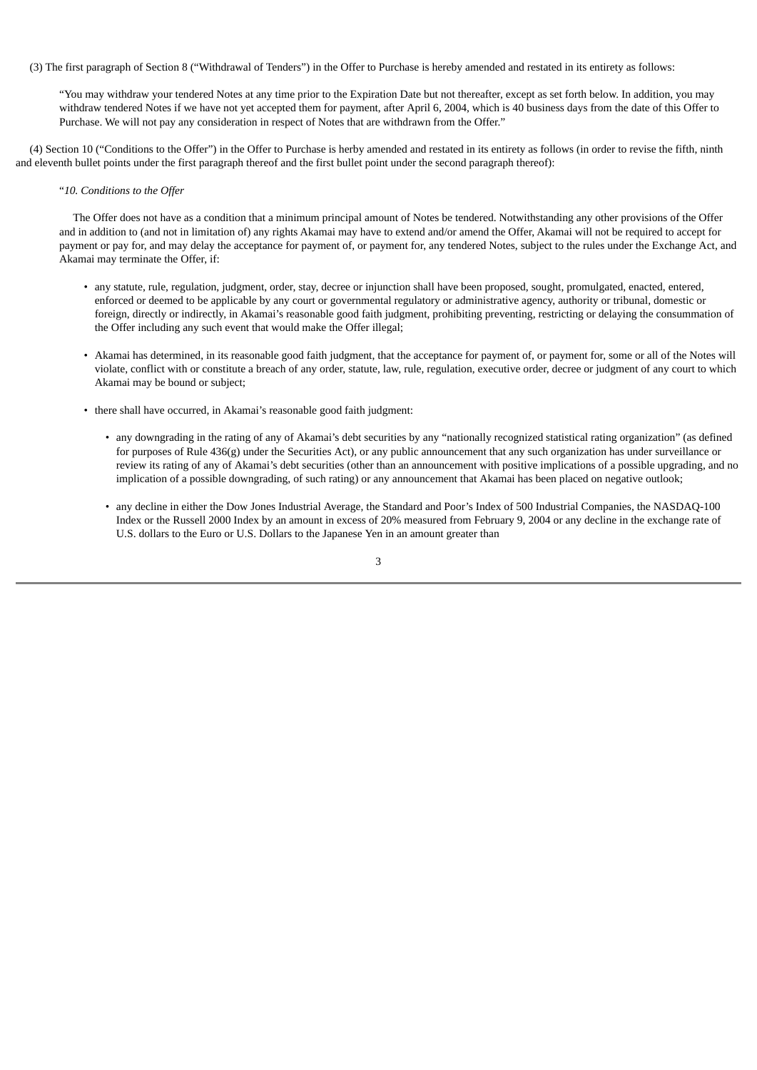(3) The first paragraph of Section 8 ("Withdrawal of Tenders") in the Offer to Purchase is hereby amended and restated in its entirety as follows:

> "You may withdraw your tendered Notes at any time prior to the Expiration Date but not thereafter, except as set forth below. In addition, you may withdraw tendered Notes if we have not yet accepted them for payment, after April 6, 2004, which is 40 business days from the date of this Offer to Purchase. We will not pay any consideration in respect of Notes that are withdrawn from the Offer."

(4) Section 10 ("Conditions to the Offer") in the Offer to Purchase is herby amended and restated in its entirety as follows (in order to revise the fifth, ninth and eleventh bullet points under the first paragraph thereof and the first bullet point under the second paragraph thereof):

> "*10. Conditions to the Offer*
>
> The Offer does not have as a condition that a minimum principal amount of Notes be tendered. Notwithstanding any other provisions of the Offer and in addition to (and not in limitation of) any rights Akamai may have to extend and/or amend the Offer, Akamai will not be required to accept for payment or pay for, and may delay the acceptance for payment of, or payment for, any tendered Notes, subject to the rules under the Exchange Act, and Akamai may terminate the Offer, if:
>
> - any statute, rule, regulation, judgment, order, stay, decree or injunction shall have been proposed, sought, promulgated, enacted, entered, enforced or deemed to be applicable by any court or governmental regulatory or administrative agency, authority or tribunal, domestic or foreign, directly or indirectly, in Akamai's reasonable good faith judgment, prohibiting preventing, restricting or delaying the consummation of the Offer including any such event that would make the Offer illegal;
>
> - Akamai has determined, in its reasonable good faith judgment, that the acceptance for payment of, or payment for, some or all of the Notes will violate, conflict with or constitute a breach of any order, statute, law, rule, regulation, executive order, decree or judgment of any court to which Akamai may be bound or subject;
>
> - there shall have occurred, in Akamai's reasonable good faith judgment:
>
>   - any downgrading in the rating of any of Akamai's debt securities by any "nationally recognized statistical rating organization" (as defined for purposes of Rule 436(g) under the Securities Act), or any public announcement that any such organization has under surveillance or review its rating of any of Akamai's debt securities (other than an announcement with positive implications of a possible upgrading, and no implication of a possible downgrading, of such rating) or any announcement that Akamai has been placed on negative outlook;
>
>   - any decline in either the Dow Jones Industrial Average, the Standard and Poor's Index of 500 Industrial Companies, the NASDAQ-100 Index or the Russell 2000 Index by an amount in excess of 20% measured from February 9, 2004 or any decline in the exchange rate of U.S. dollars to the Euro or U.S. Dollars to the Japanese Yen in an amount greater than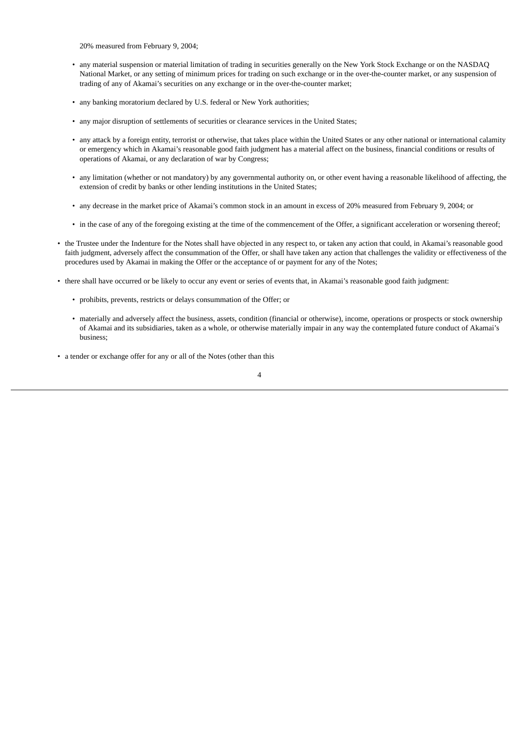20% measured from February 9, 2004;

  - any material suspension or material limitation of trading in securities generally on the New York Stock Exchange or on the NASDAQ National Market, or any setting of minimum prices for trading on such exchange or in the over-the-counter market, or any suspension of trading of any of Akamai's securities on any exchange or in the over-the-counter market;

  - any banking moratorium declared by U.S. federal or New York authorities;

  - any major disruption of settlements of securities or clearance services in the United States;

  - any attack by a foreign entity, terrorist or otherwise, that takes place within the United States or any other national or international calamity or emergency which in Akamai's reasonable good faith judgment has a material affect on the business, financial conditions or results of operations of Akamai, or any declaration of war by Congress;

  - any limitation (whether or not mandatory) by any governmental authority on, or other event having a reasonable likelihood of affecting, the extension of credit by banks or other lending institutions in the United States;

  - any decrease in the market price of Akamai's common stock in an amount in excess of 20% measured from February 9, 2004; or

  - in the case of any of the foregoing existing at the time of the commencement of the Offer, a significant acceleration or worsening thereof;

- the Trustee under the Indenture for the Notes shall have objected in any respect to, or taken any action that could, in Akamai's reasonable good faith judgment, adversely affect the consummation of the Offer, or shall have taken any action that challenges the validity or effectiveness of the procedures used by Akamai in making the Offer or the acceptance of or payment for any of the Notes;

- there shall have occurred or be likely to occur any event or series of events that, in Akamai's reasonable good faith judgment:

  - prohibits, prevents, restricts or delays consummation of the Offer; or

  - materially and adversely affect the business, assets, condition (financial or otherwise), income, operations or prospects or stock ownership of Akamai and its subsidiaries, taken as a whole, or otherwise materially impair in any way the contemplated future conduct of Akamai's business;

- a tender or exchange offer for any or all of the Notes (other than this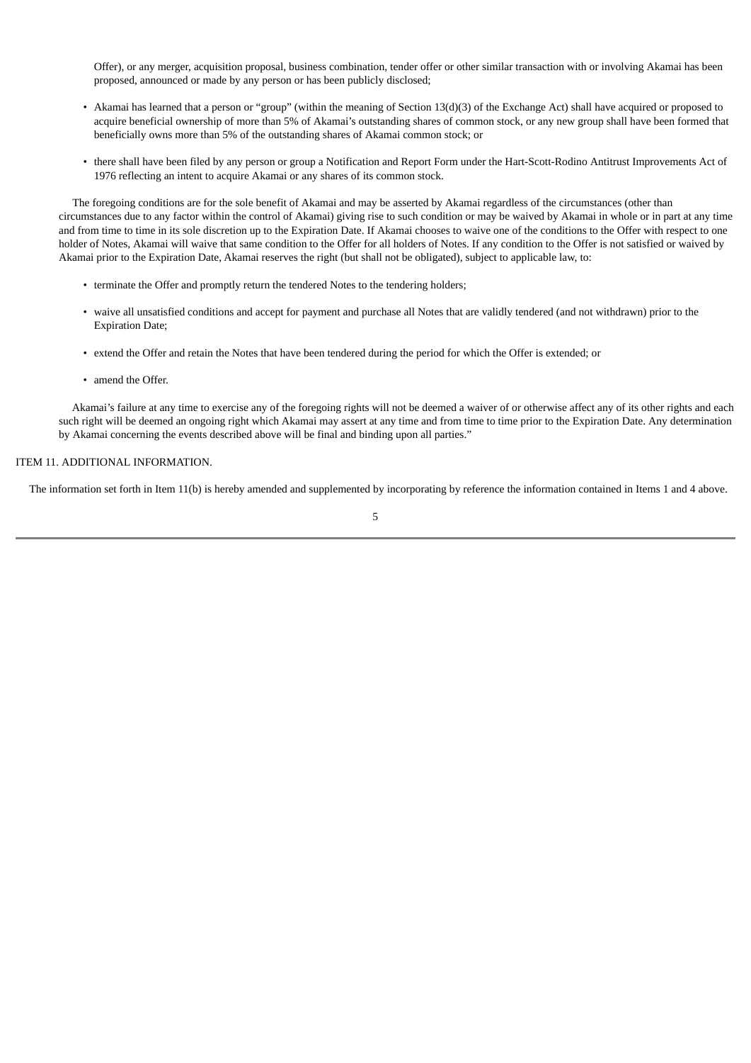Offer), or any merger, acquisition proposal, business combination, tender offer or other similar transaction with or involving Akamai has been proposed, announced or made by any person or has been publicly disclosed;

- Akamai has learned that a person or "group" (within the meaning of Section 13(d)(3) of the Exchange Act) shall have acquired or proposed to acquire beneficial ownership of more than 5% of Akamai's outstanding shares of common stock, or any new group shall have been formed that beneficially owns more than 5% of the outstanding shares of Akamai common stock; or
- there shall have been filed by any person or group a Notification and Report Form under the Hart-Scott-Rodino Antitrust Improvements Act of 1976 reflecting an intent to acquire Akamai or any shares of its common stock.

The foregoing conditions are for the sole benefit of Akamai and may be asserted by Akamai regardless of the circumstances (other than circumstances due to any factor within the control of Akamai) giving rise to such condition or may be waived by Akamai in whole or in part at any time and from time to time in its sole discretion up to the Expiration Date. If Akamai chooses to waive one of the conditions to the Offer with respect to one holder of Notes, Akamai will waive that same condition to the Offer for all holders of Notes. If any condition to the Offer is not satisfied or waived by Akamai prior to the Expiration Date, Akamai reserves the right (but shall not be obligated), subject to applicable law, to:

- terminate the Offer and promptly return the tendered Notes to the tendering holders;
- waive all unsatisfied conditions and accept for payment and purchase all Notes that are validly tendered (and not withdrawn) prior to the Expiration Date;
- extend the Offer and retain the Notes that have been tendered during the period for which the Offer is extended; or
- amend the Offer.

Akamai's failure at any time to exercise any of the foregoing rights will not be deemed a waiver of or otherwise affect any of its other rights and each such right will be deemed an ongoing right which Akamai may assert at any time and from time to time prior to the Expiration Date. Any determination by Akamai concerning the events described above will be final and binding upon all parties."

ITEM 11. ADDITIONAL INFORMATION.

The information set forth in Item 11(b) is hereby amended and supplemented by incorporating by reference the information contained in Items 1 and 4 above.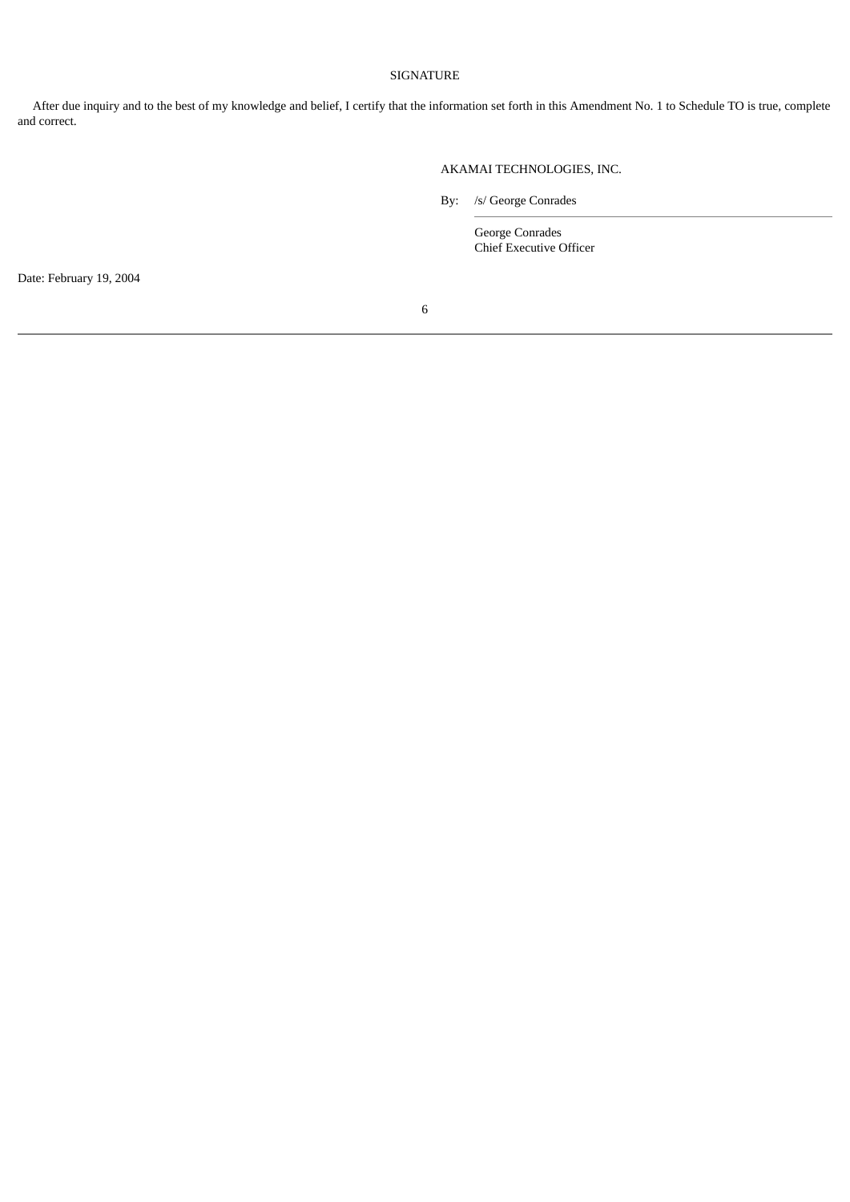# SIGNATURE

After due inquiry and to the best of my knowledge and belief, I certify that the information set forth in this Amendment No. 1 to Schedule TO is true, complete and correct.

AKAMAI TECHNOLOGIES, INC.

By: /s/ George Conrades

George Conrades
Chief Executive Officer

Date: February 19, 2004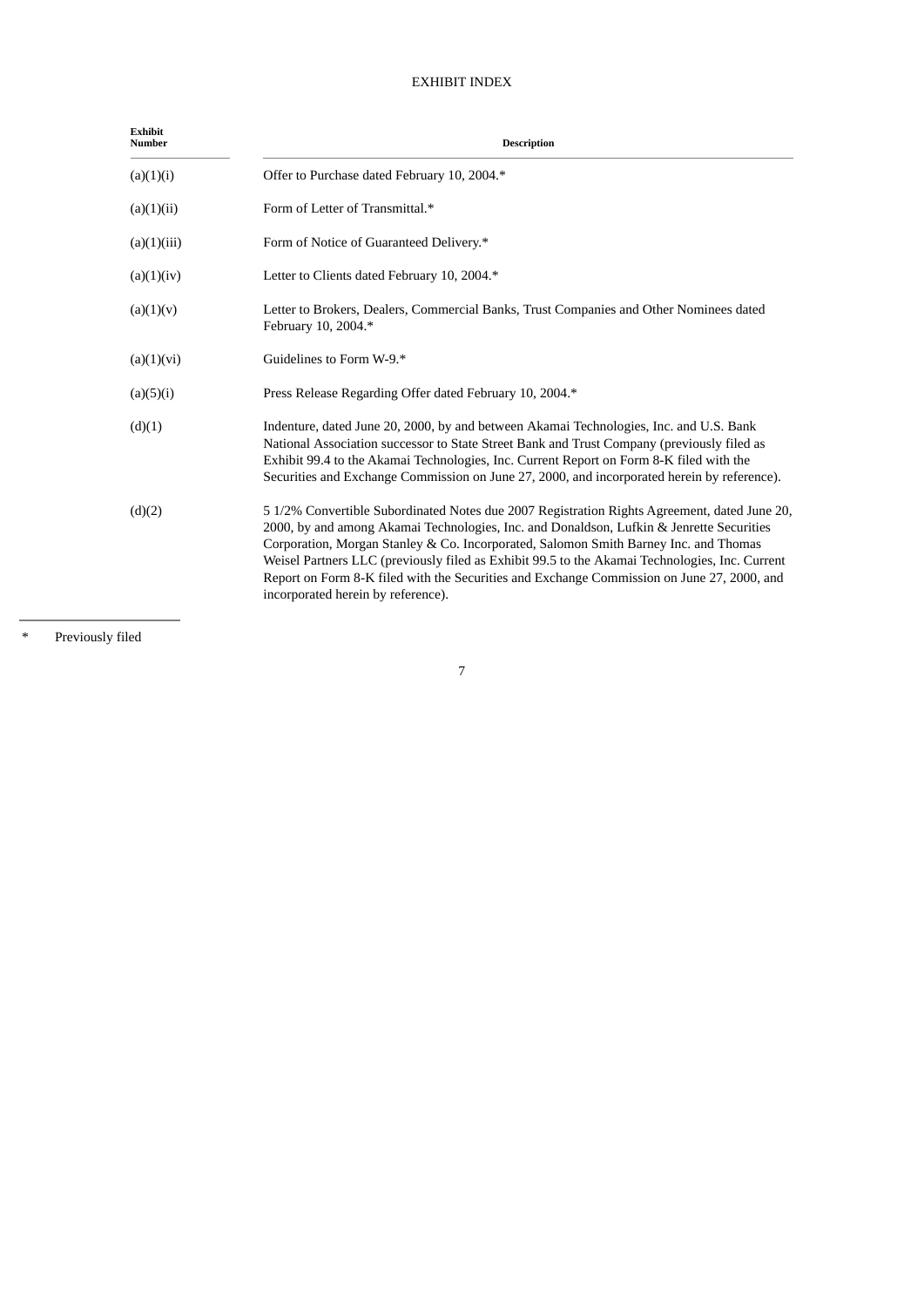# EXHIBIT INDEX

| Exhibit Number | Description |
| --- | --- |
| (a)(1)(i) | Offer to Purchase dated February 10, 2004.* |
| (a)(1)(ii) | Form of Letter of Transmittal.* |
| (a)(1)(iii) | Form of Notice of Guaranteed Delivery.* |
| (a)(1)(iv) | Letter to Clients dated February 10, 2004.* |
| (a)(1)(v) | Letter to Brokers, Dealers, Commercial Banks, Trust Companies and Other Nominees dated February 10, 2004.* |
| (a)(1)(vi) | Guidelines to Form W-9.* |
| (a)(5)(i) | Press Release Regarding Offer dated February 10, 2004.* |
| (d)(1) | Indenture, dated June 20, 2000, by and between Akamai Technologies, Inc. and U.S. Bank National Association successor to State Street Bank and Trust Company (previously filed as Exhibit 99.4 to the Akamai Technologies, Inc. Current Report on Form 8-K filed with the Securities and Exchange Commission on June 27, 2000, and incorporated herein by reference). |
| (d)(2) | 5 1/2% Convertible Subordinated Notes due 2007 Registration Rights Agreement, dated June 20, 2000, by and among Akamai Technologies, Inc. and Donaldson, Lufkin & Jenrette Securities Corporation, Morgan Stanley & Co. Incorporated, Salomon Smith Barney Inc. and Thomas Weisel Partners LLC (previously filed as Exhibit 99.5 to the Akamai Technologies, Inc. Current Report on Form 8-K filed with the Securities and Exchange Commission on June 27, 2000, and incorporated herein by reference). |

\* Previously filed